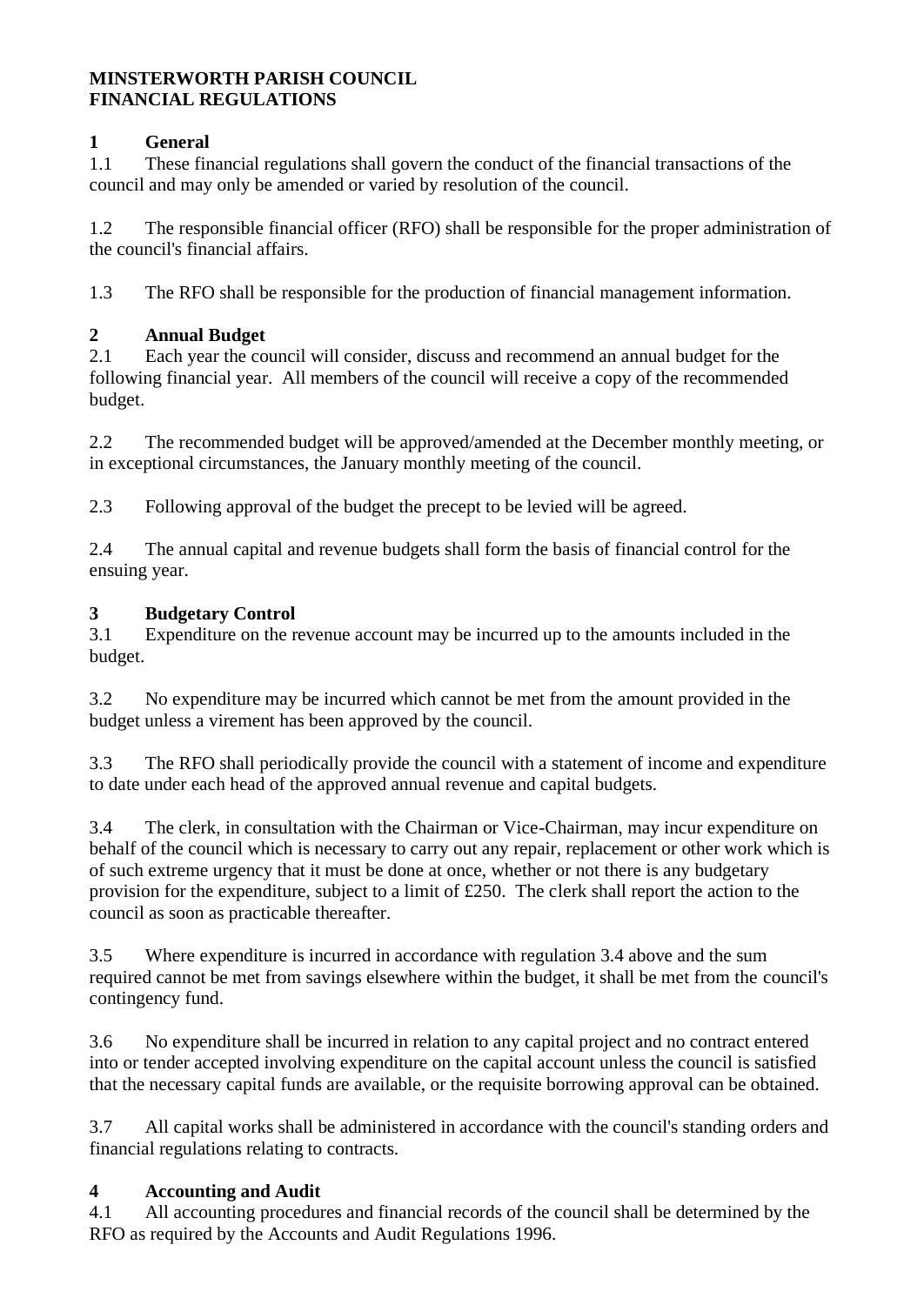**MINSTERWORTH PARISH COUNCIL**
**FINANCIAL REGULATIONS**

## 1 General

1.1 These financial regulations shall govern the conduct of the financial transactions of the council and may only be amended or varied by resolution of the council.

1.2 The responsible financial officer (RFO) shall be responsible for the proper administration of the council's financial affairs.

1.3 The RFO shall be responsible for the production of financial management information.

## 2 Annual Budget

2.1 Each year the council will consider, discuss and recommend an annual budget for the following financial year. All members of the council will receive a copy of the recommended budget.

2.2 The recommended budget will be approved/amended at the December monthly meeting, or in exceptional circumstances, the January monthly meeting of the council.

2.3 Following approval of the budget the precept to be levied will be agreed.

2.4 The annual capital and revenue budgets shall form the basis of financial control for the ensuing year.

## 3 Budgetary Control

3.1 Expenditure on the revenue account may be incurred up to the amounts included in the budget.

3.2 No expenditure may be incurred which cannot be met from the amount provided in the budget unless a virement has been approved by the council.

3.3 The RFO shall periodically provide the council with a statement of income and expenditure to date under each head of the approved annual revenue and capital budgets.

3.4 The clerk, in consultation with the Chairman or Vice-Chairman, may incur expenditure on behalf of the council which is necessary to carry out any repair, replacement or other work which is of such extreme urgency that it must be done at once, whether or not there is any budgetary provision for the expenditure, subject to a limit of £250. The clerk shall report the action to the council as soon as practicable thereafter.

3.5 Where expenditure is incurred in accordance with regulation 3.4 above and the sum required cannot be met from savings elsewhere within the budget, it shall be met from the council's contingency fund.

3.6 No expenditure shall be incurred in relation to any capital project and no contract entered into or tender accepted involving expenditure on the capital account unless the council is satisfied that the necessary capital funds are available, or the requisite borrowing approval can be obtained.

3.7 All capital works shall be administered in accordance with the council's standing orders and financial regulations relating to contracts.

## 4 Accounting and Audit

4.1 All accounting procedures and financial records of the council shall be determined by the RFO as required by the Accounts and Audit Regulations 1996.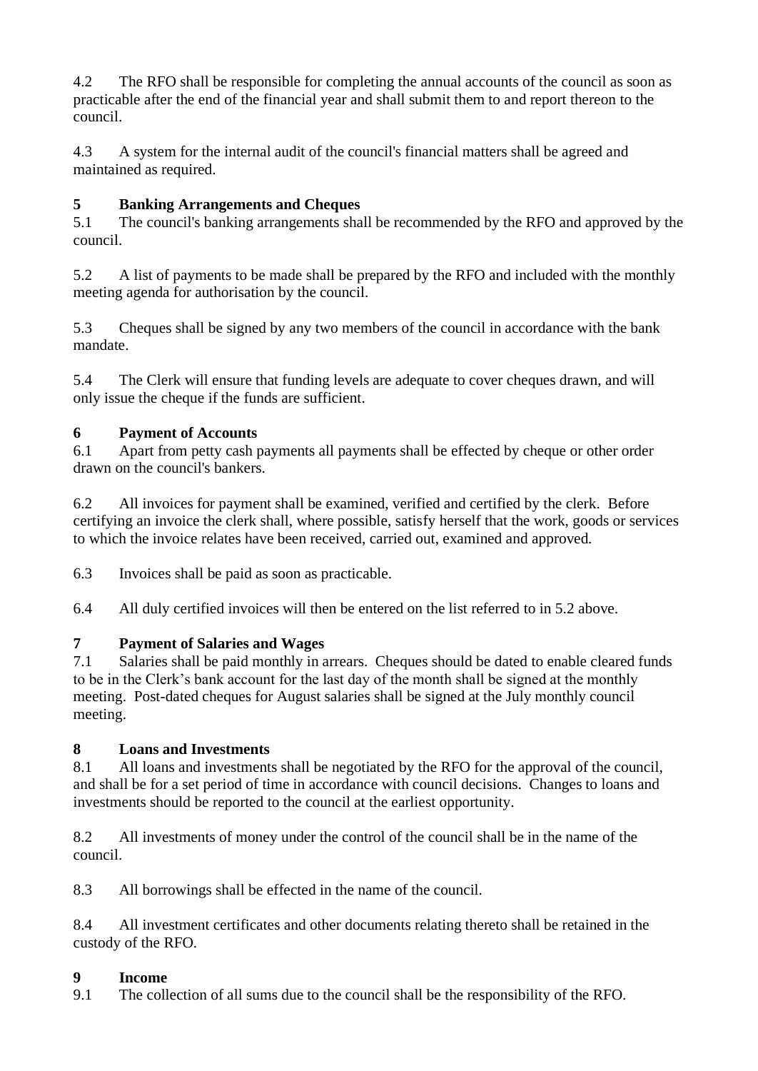4.2 The RFO shall be responsible for completing the annual accounts of the council as soon as practicable after the end of the financial year and shall submit them to and report thereon to the council.

4.3 A system for the internal audit of the council's financial matters shall be agreed and maintained as required.

**5 Banking Arrangements and Cheques**

5.1 The council's banking arrangements shall be recommended by the RFO and approved by the council.

5.2 A list of payments to be made shall be prepared by the RFO and included with the monthly meeting agenda for authorisation by the council.

5.3 Cheques shall be signed by any two members of the council in accordance with the bank mandate.

5.4 The Clerk will ensure that funding levels are adequate to cover cheques drawn, and will only issue the cheque if the funds are sufficient.

**6 Payment of Accounts**

6.1 Apart from petty cash payments all payments shall be effected by cheque or other order drawn on the council's bankers.

6.2 All invoices for payment shall be examined, verified and certified by the clerk. Before certifying an invoice the clerk shall, where possible, satisfy herself that the work, goods or services to which the invoice relates have been received, carried out, examined and approved.

6.3 Invoices shall be paid as soon as practicable.

6.4 All duly certified invoices will then be entered on the list referred to in 5.2 above.

**7 Payment of Salaries and Wages**

7.1 Salaries shall be paid monthly in arrears. Cheques should be dated to enable cleared funds to be in the Clerk's bank account for the last day of the month shall be signed at the monthly meeting. Post-dated cheques for August salaries shall be signed at the July monthly council meeting.

**8 Loans and Investments**

8.1 All loans and investments shall be negotiated by the RFO for the approval of the council, and shall be for a set period of time in accordance with council decisions. Changes to loans and investments should be reported to the council at the earliest opportunity.

8.2 All investments of money under the control of the council shall be in the name of the council.

8.3 All borrowings shall be effected in the name of the council.

8.4 All investment certificates and other documents relating thereto shall be retained in the custody of the RFO.

**9 Income**

9.1 The collection of all sums due to the council shall be the responsibility of the RFO.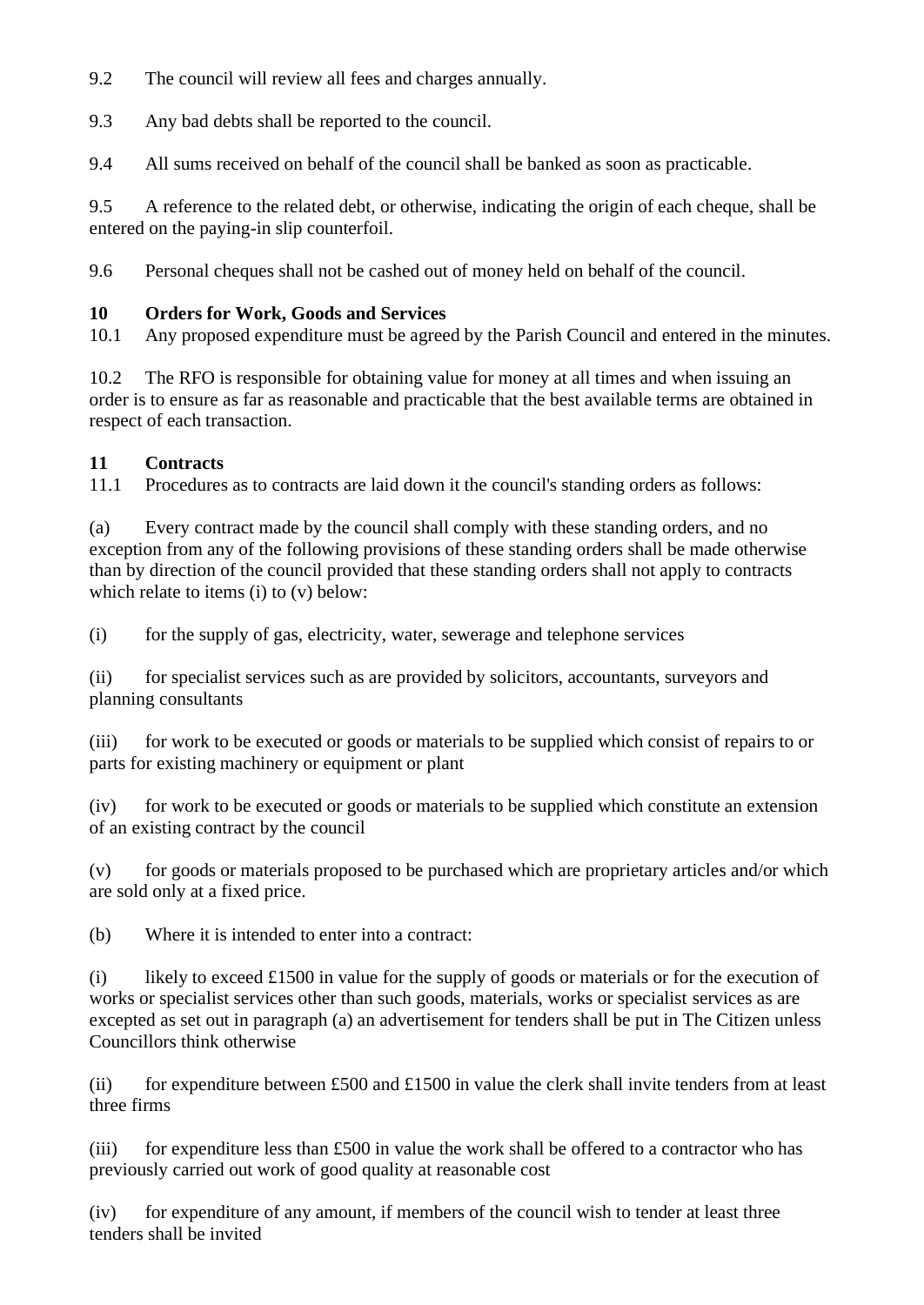9.2 The council will review all fees and charges annually.

9.3 Any bad debts shall be reported to the council.

9.4 All sums received on behalf of the council shall be banked as soon as practicable.

9.5 A reference to the related debt, or otherwise, indicating the origin of each cheque, shall be entered on the paying-in slip counterfoil.

9.6 Personal cheques shall not be cashed out of money held on behalf of the council.

**10 Orders for Work, Goods and Services**

10.1 Any proposed expenditure must be agreed by the Parish Council and entered in the minutes.

10.2 The RFO is responsible for obtaining value for money at all times and when issuing an order is to ensure as far as reasonable and practicable that the best available terms are obtained in respect of each transaction.

**11 Contracts**

11.1 Procedures as to contracts are laid down it the council's standing orders as follows:

(a) Every contract made by the council shall comply with these standing orders, and no exception from any of the following provisions of these standing orders shall be made otherwise than by direction of the council provided that these standing orders shall not apply to contracts which relate to items (i) to (v) below:

(i) for the supply of gas, electricity, water, sewerage and telephone services

(ii) for specialist services such as are provided by solicitors, accountants, surveyors and planning consultants

(iii) for work to be executed or goods or materials to be supplied which consist of repairs to or parts for existing machinery or equipment or plant

(iv) for work to be executed or goods or materials to be supplied which constitute an extension of an existing contract by the council

(v) for goods or materials proposed to be purchased which are proprietary articles and/or which are sold only at a fixed price.

(b) Where it is intended to enter into a contract:

(i) likely to exceed £1500 in value for the supply of goods or materials or for the execution of works or specialist services other than such goods, materials, works or specialist services as are excepted as set out in paragraph (a) an advertisement for tenders shall be put in The Citizen unless Councillors think otherwise

(ii) for expenditure between £500 and £1500 in value the clerk shall invite tenders from at least three firms

(iii) for expenditure less than £500 in value the work shall be offered to a contractor who has previously carried out work of good quality at reasonable cost

(iv) for expenditure of any amount, if members of the council wish to tender at least three tenders shall be invited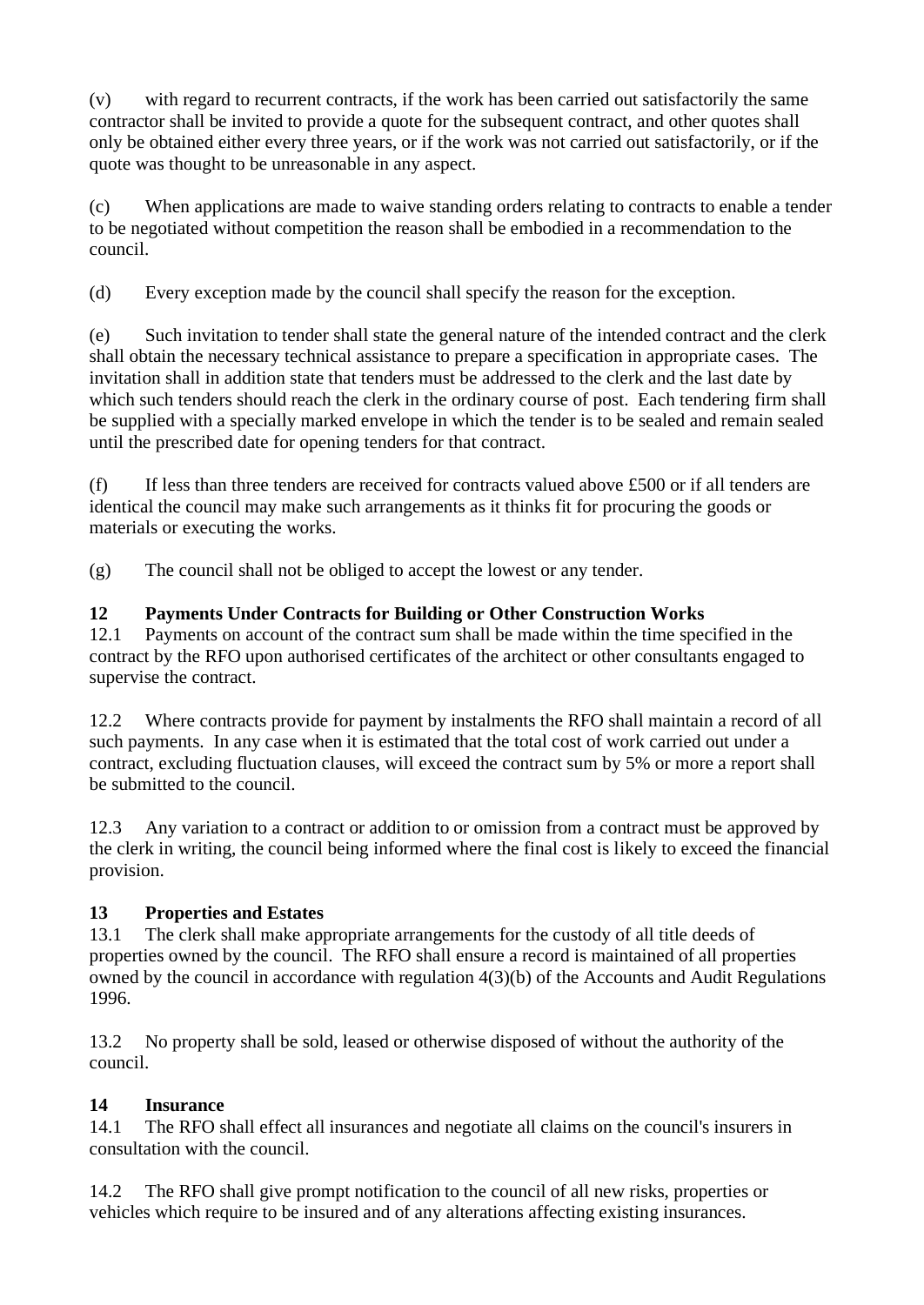(v) with regard to recurrent contracts, if the work has been carried out satisfactorily the same contractor shall be invited to provide a quote for the subsequent contract, and other quotes shall only be obtained either every three years, or if the work was not carried out satisfactorily, or if the quote was thought to be unreasonable in any aspect.

(c) When applications are made to waive standing orders relating to contracts to enable a tender to be negotiated without competition the reason shall be embodied in a recommendation to the council.

(d) Every exception made by the council shall specify the reason for the exception.

(e) Such invitation to tender shall state the general nature of the intended contract and the clerk shall obtain the necessary technical assistance to prepare a specification in appropriate cases. The invitation shall in addition state that tenders must be addressed to the clerk and the last date by which such tenders should reach the clerk in the ordinary course of post. Each tendering firm shall be supplied with a specially marked envelope in which the tender is to be sealed and remain sealed until the prescribed date for opening tenders for that contract.

(f) If less than three tenders are received for contracts valued above £500 or if all tenders are identical the council may make such arrangements as it thinks fit for procuring the goods or materials or executing the works.

(g) The council shall not be obliged to accept the lowest or any tender.

**12 Payments Under Contracts for Building or Other Construction Works**

12.1 Payments on account of the contract sum shall be made within the time specified in the contract by the RFO upon authorised certificates of the architect or other consultants engaged to supervise the contract.

12.2 Where contracts provide for payment by instalments the RFO shall maintain a record of all such payments. In any case when it is estimated that the total cost of work carried out under a contract, excluding fluctuation clauses, will exceed the contract sum by 5% or more a report shall be submitted to the council.

12.3 Any variation to a contract or addition to or omission from a contract must be approved by the clerk in writing, the council being informed where the final cost is likely to exceed the financial provision.

**13 Properties and Estates**

13.1 The clerk shall make appropriate arrangements for the custody of all title deeds of properties owned by the council. The RFO shall ensure a record is maintained of all properties owned by the council in accordance with regulation 4(3)(b) of the Accounts and Audit Regulations 1996.

13.2 No property shall be sold, leased or otherwise disposed of without the authority of the council.

**14 Insurance**

14.1 The RFO shall effect all insurances and negotiate all claims on the council's insurers in consultation with the council.

14.2 The RFO shall give prompt notification to the council of all new risks, properties or vehicles which require to be insured and of any alterations affecting existing insurances.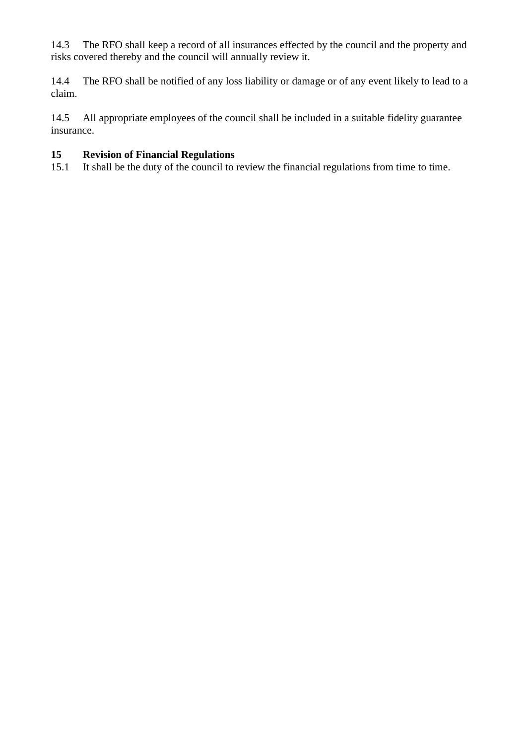14.3 The RFO shall keep a record of all insurances effected by the council and the property and risks covered thereby and the council will annually review it.

14.4 The RFO shall be notified of any loss liability or damage or of any event likely to lead to a claim.

14.5 All appropriate employees of the council shall be included in a suitable fidelity guarantee insurance.

**15 Revision of Financial Regulations**

15.1 It shall be the duty of the council to review the financial regulations from time to time.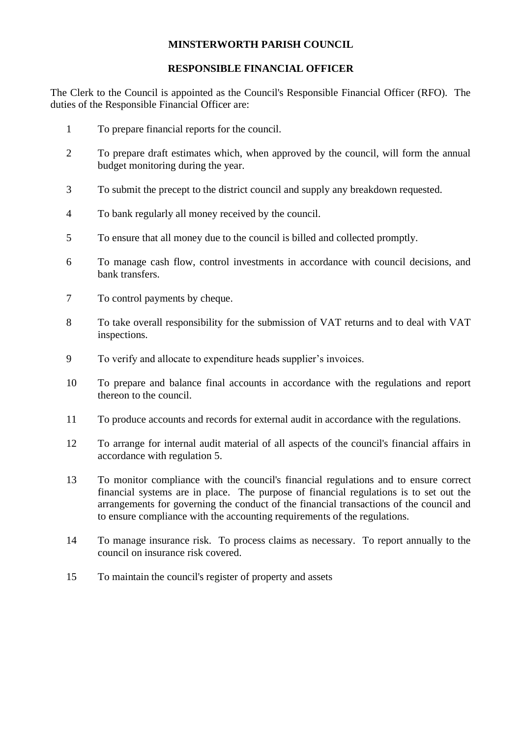**MINSTERWORTH PARISH COUNCIL**

**RESPONSIBLE FINANCIAL OFFICER**

The Clerk to the Council is appointed as the Council's Responsible Financial Officer (RFO). The duties of the Responsible Financial Officer are:

1. To prepare financial reports for the council.
2. To prepare draft estimates which, when approved by the council, will form the annual budget monitoring during the year.
3. To submit the precept to the district council and supply any breakdown requested.
4. To bank regularly all money received by the council.
5. To ensure that all money due to the council is billed and collected promptly.
6. To manage cash flow, control investments in accordance with council decisions, and bank transfers.
7. To control payments by cheque.
8. To take overall responsibility for the submission of VAT returns and to deal with VAT inspections.
9. To verify and allocate to expenditure heads supplier's invoices.
10. To prepare and balance final accounts in accordance with the regulations and report thereon to the council.
11. To produce accounts and records for external audit in accordance with the regulations.
12. To arrange for internal audit material of all aspects of the council's financial affairs in accordance with regulation 5.
13. To monitor compliance with the council's financial regulations and to ensure correct financial systems are in place. The purpose of financial regulations is to set out the arrangements for governing the conduct of the financial transactions of the council and to ensure compliance with the accounting requirements of the regulations.
14. To manage insurance risk. To process claims as necessary. To report annually to the council on insurance risk covered.
15. To maintain the council's register of property and assets